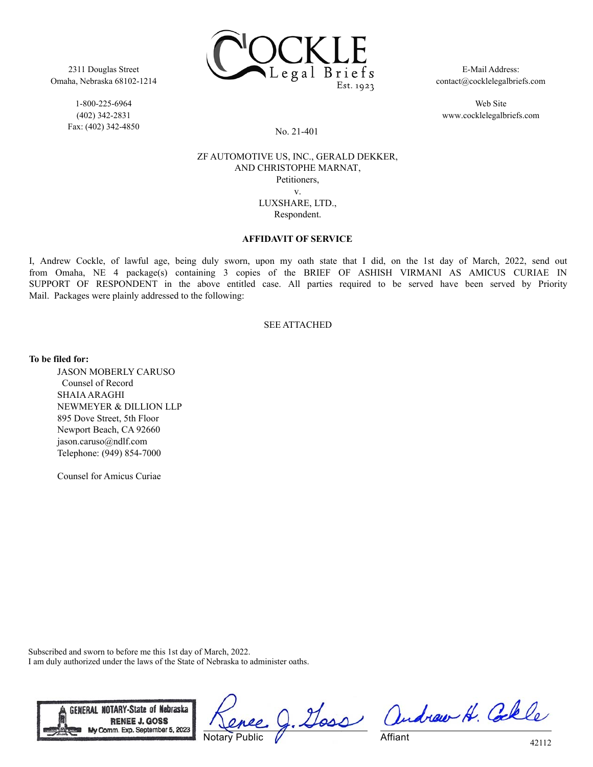2311 Douglas Street
Omaha, Nebraska 68102-1214

1-800-225-6964
(402) 342-2831
Fax: (402) 342-4850

COCKLE Legal Briefs Est. 1923

E-Mail Address:
contact@cocklelegalbriefs.com

Web Site
www.cocklelegalbriefs.com

No. 21-401

ZF AUTOMOTIVE US, INC., GERALD DEKKER,
AND CHRISTOPHE MARNAT,
Petitioners,
v.
LUXSHARE, LTD.,
Respondent.

**AFFIDAVIT OF SERVICE**

I, Andrew Cockle, of lawful age, being duly sworn, upon my oath state that I did, on the 1st day of March, 2022, send out from Omaha, NE 4 package(s) containing 3 copies of the BRIEF OF ASHISH VIRMANI AS AMICUS CURIAE IN SUPPORT OF RESPONDENT in the above entitled case. All parties required to be served have been served by Priority Mail. Packages were plainly addressed to the following:

SEE ATTACHED

**To be filed for:**

JASON MOBERLY CARUSO
Counsel of Record
SHAIA ARAGHI
NEWMEYER & DILLION LLP
895 Dove Street, 5th Floor
Newport Beach, CA 92660
jason.caruso@ndlf.com
Telephone: (949) 854-7000

Counsel for Amicus Curiae

Subscribed and sworn to before me this 1st day of March, 2022.
I am duly authorized under the laws of the State of Nebraska to administer oaths.

GENERAL NOTARY-State of Nebraska
RENEE J. GOSS
My Comm. Exp. September 5, 2023

Renee J. Goss
Notary Public

Andrew H. Cockle
Affiant

42112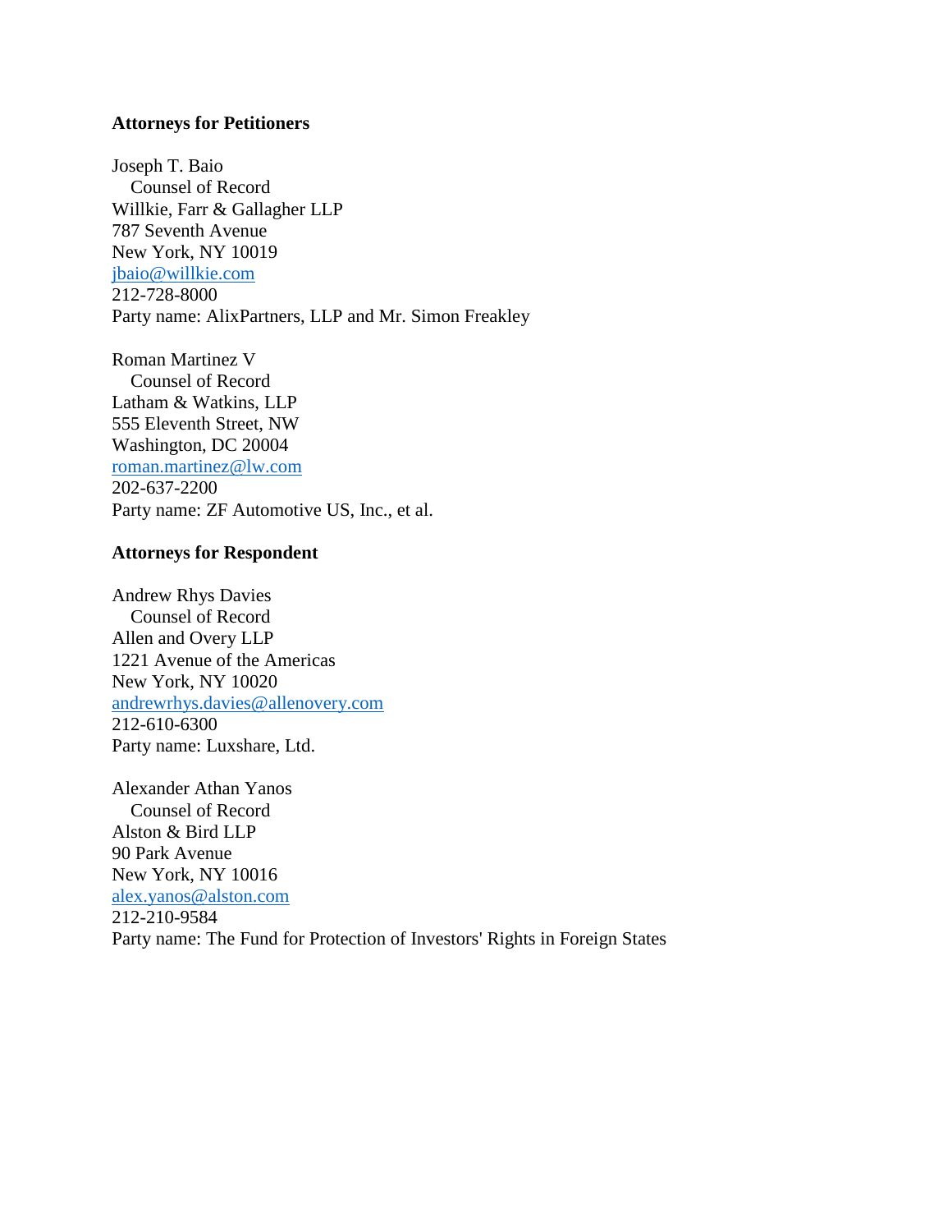**Attorneys for Petitioners**

Joseph T. Baio
Counsel of Record
Willkie, Farr & Gallagher LLP
787 Seventh Avenue
New York, NY 10019
jbaio@willkie.com
212-728-8000
Party name: AlixPartners, LLP and Mr. Simon Freakley

Roman Martinez V
Counsel of Record
Latham & Watkins, LLP
555 Eleventh Street, NW
Washington, DC 20004
roman.martinez@lw.com
202-637-2200
Party name: ZF Automotive US, Inc., et al.

**Attorneys for Respondent**

Andrew Rhys Davies
Counsel of Record
Allen and Overy LLP
1221 Avenue of the Americas
New York, NY 10020
andrewrhys.davies@allenovery.com
212-610-6300
Party name: Luxshare, Ltd.

Alexander Athan Yanos
Counsel of Record
Alston & Bird LLP
90 Park Avenue
New York, NY 10016
alex.yanos@alston.com
212-210-9584
Party name: The Fund for Protection of Investors' Rights in Foreign States